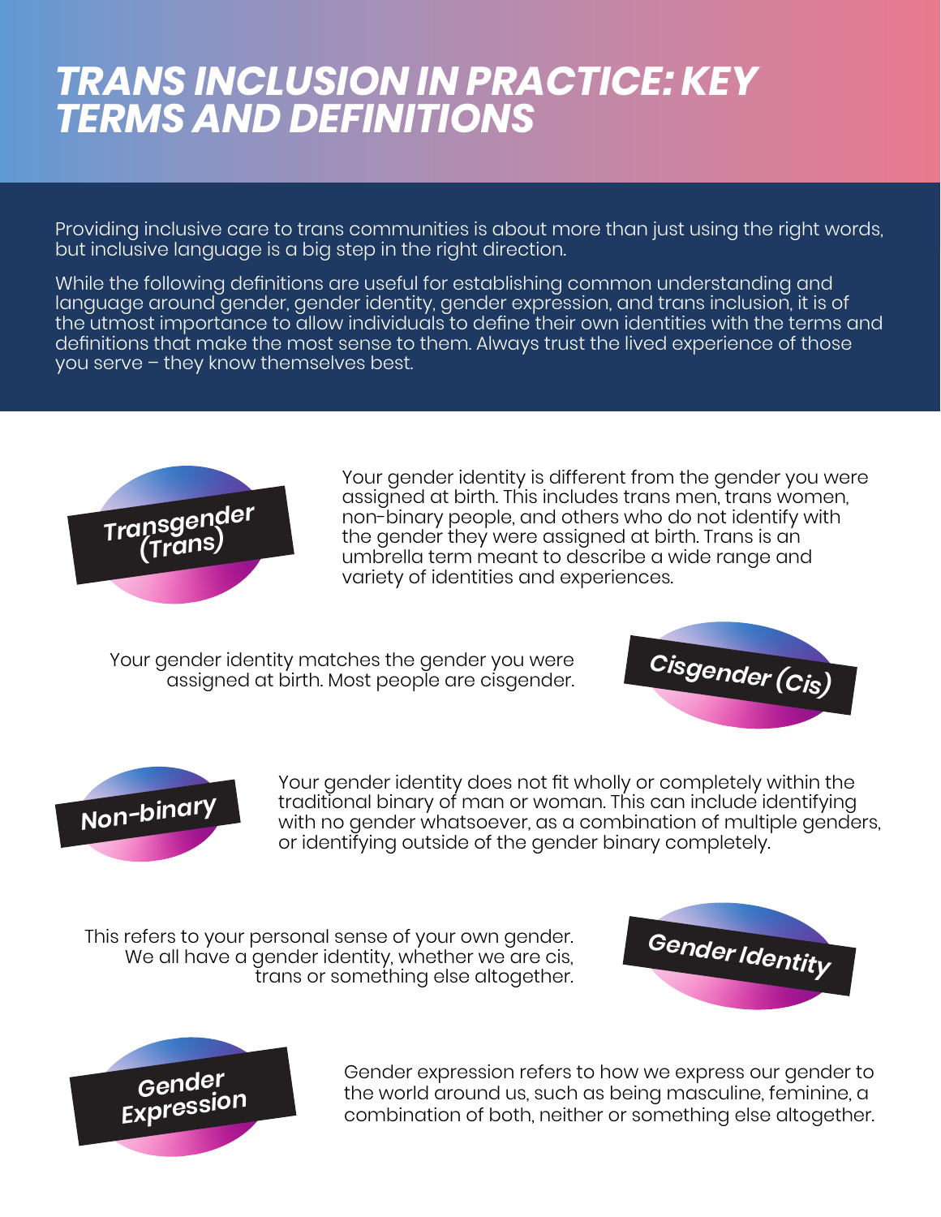# *TRANS INCLUSION IN PRACTICE: KEY TERMS AND DEFINITIONS*

Providing inclusive care to trans communities is about more than just using the right words, but inclusive language is a big step in the right direction.

While the following definitions are useful for establishing common understanding and language around gender, gender identity, gender expression, and trans inclusion, it is of the utmost importance to allow individuals to define their own identities with the terms and definitions that make the most sense to them. Always trust the lived experience of those you serve – they know themselves best.

### *Transgender (Trans)*

Your gender identity is different from the gender you were assigned at birth. This includes trans men, trans women, non-binary people, and others who do not identify with the gender they were assigned at birth. Trans is an umbrella term meant to describe a wide range and variety of identities and experiences.

### *Cisgender (Cis)*

Your gender identity matches the gender you were assigned at birth. Most people are cisgender.

### *Non-binary*

Your gender identity does not fit wholly or completely within the traditional binary of man or woman. This can include identifying with no gender whatsoever, as a combination of multiple genders, or identifying outside of the gender binary completely.

### *Gender Identity*

This refers to your personal sense of your own gender. We all have a gender identity, whether we are cis, trans or something else altogether.

### *Gender Expression*

Gender expression refers to how we express our gender to the world around us, such as being masculine, feminine, a combination of both, neither or something else altogether.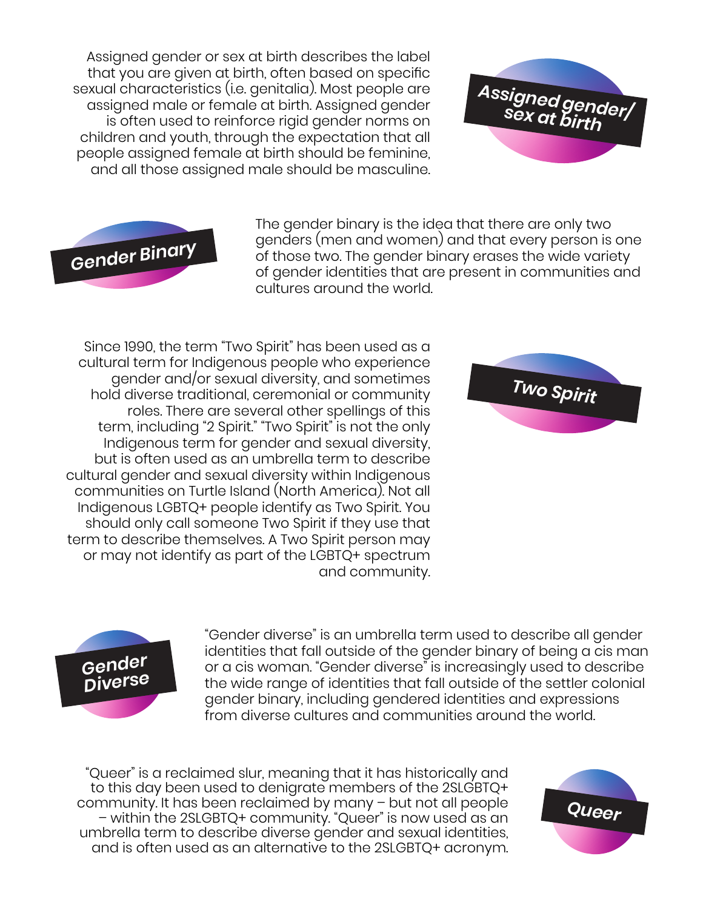## Assigned gender/sex at birth

Assigned gender or sex at birth describes the label that you are given at birth, often based on specific sexual characteristics (i.e. genitalia). Most people are assigned male or female at birth. Assigned gender is often used to reinforce rigid gender norms on children and youth, through the expectation that all people assigned female at birth should be feminine, and all those assigned male should be masculine.

## Gender Binary

The gender binary is the idea that there are only two genders (men and women) and that every person is one of those two. The gender binary erases the wide variety of gender identities that are present in communities and cultures around the world.

## Two Spirit

Since 1990, the term "Two Spirit" has been used as a cultural term for Indigenous people who experience gender and/or sexual diversity, and sometimes hold diverse traditional, ceremonial or community roles. There are several other spellings of this term, including "2 Spirit." "Two Spirit" is not the only Indigenous term for gender and sexual diversity, but is often used as an umbrella term to describe cultural gender and sexual diversity within Indigenous communities on Turtle Island (North America). Not all Indigenous LGBTQ+ people identify as Two Spirit. You should only call someone Two Spirit if they use that term to describe themselves. A Two Spirit person may or may not identify as part of the LGBTQ+ spectrum and community.

## Gender Diverse

"Gender diverse" is an umbrella term used to describe all gender identities that fall outside of the gender binary of being a cis man or a cis woman. "Gender diverse" is increasingly used to describe the wide range of identities that fall outside of the settler colonial gender binary, including gendered identities and expressions from diverse cultures and communities around the world.

## Queer

"Queer" is a reclaimed slur, meaning that it has historically and to this day been used to denigrate members of the 2SLGBTQ+ community. It has been reclaimed by many – but not all people – within the 2SLGBTQ+ community. "Queer" is now used as an umbrella term to describe diverse gender and sexual identities, and is often used as an alternative to the 2SLGBTQ+ acronym.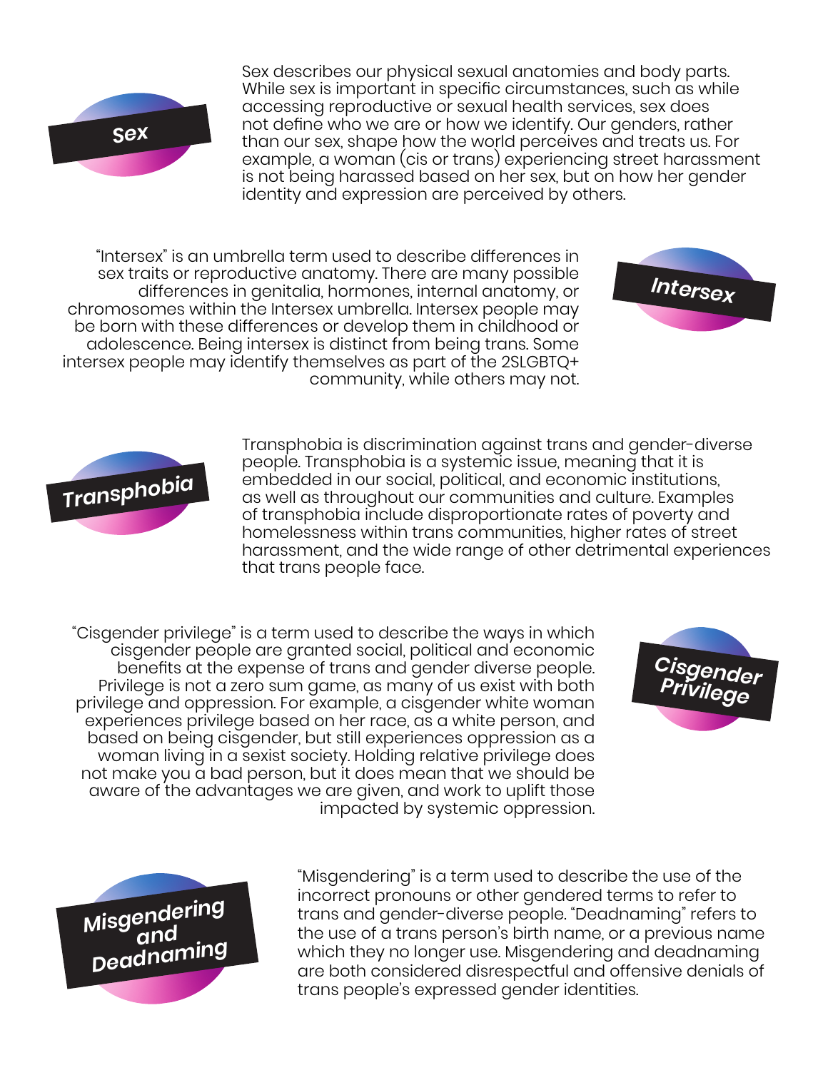## Sex

Sex describes our physical sexual anatomies and body parts. While sex is important in specific circumstances, such as while accessing reproductive or sexual health services, sex does not define who we are or how we identify. Our genders, rather than our sex, shape how the world perceives and treats us. For example, a woman (cis or trans) experiencing street harassment is not being harassed based on her sex, but on how her gender identity and expression are perceived by others.

## Intersex

"Intersex" is an umbrella term used to describe differences in sex traits or reproductive anatomy. There are many possible differences in genitalia, hormones, internal anatomy, or chromosomes within the Intersex umbrella. Intersex people may be born with these differences or develop them in childhood or adolescence. Being intersex is distinct from being trans. Some intersex people may identify themselves as part of the 2SLGBTQ+ community, while others may not.

## Transphobia

Transphobia is discrimination against trans and gender-diverse people. Transphobia is a systemic issue, meaning that it is embedded in our social, political, and economic institutions, as well as throughout our communities and culture. Examples of transphobia include disproportionate rates of poverty and homelessness within trans communities, higher rates of street harassment, and the wide range of other detrimental experiences that trans people face.

## Cisgender Privilege

"Cisgender privilege" is a term used to describe the ways in which cisgender people are granted social, political and economic benefits at the expense of trans and gender diverse people. Privilege is not a zero sum game, as many of us exist with both privilege and oppression. For example, a cisgender white woman experiences privilege based on her race, as a white person, and based on being cisgender, but still experiences oppression as a woman living in a sexist society. Holding relative privilege does not make you a bad person, but it does mean that we should be aware of the advantages we are given, and work to uplift those impacted by systemic oppression.

## Misgendering and Deadnaming

"Misgendering" is a term used to describe the use of the incorrect pronouns or other gendered terms to refer to trans and gender-diverse people. "Deadnaming" refers to the use of a trans person's birth name, or a previous name which they no longer use. Misgendering and deadnaming are both considered disrespectful and offensive denials of trans people's expressed gender identities.